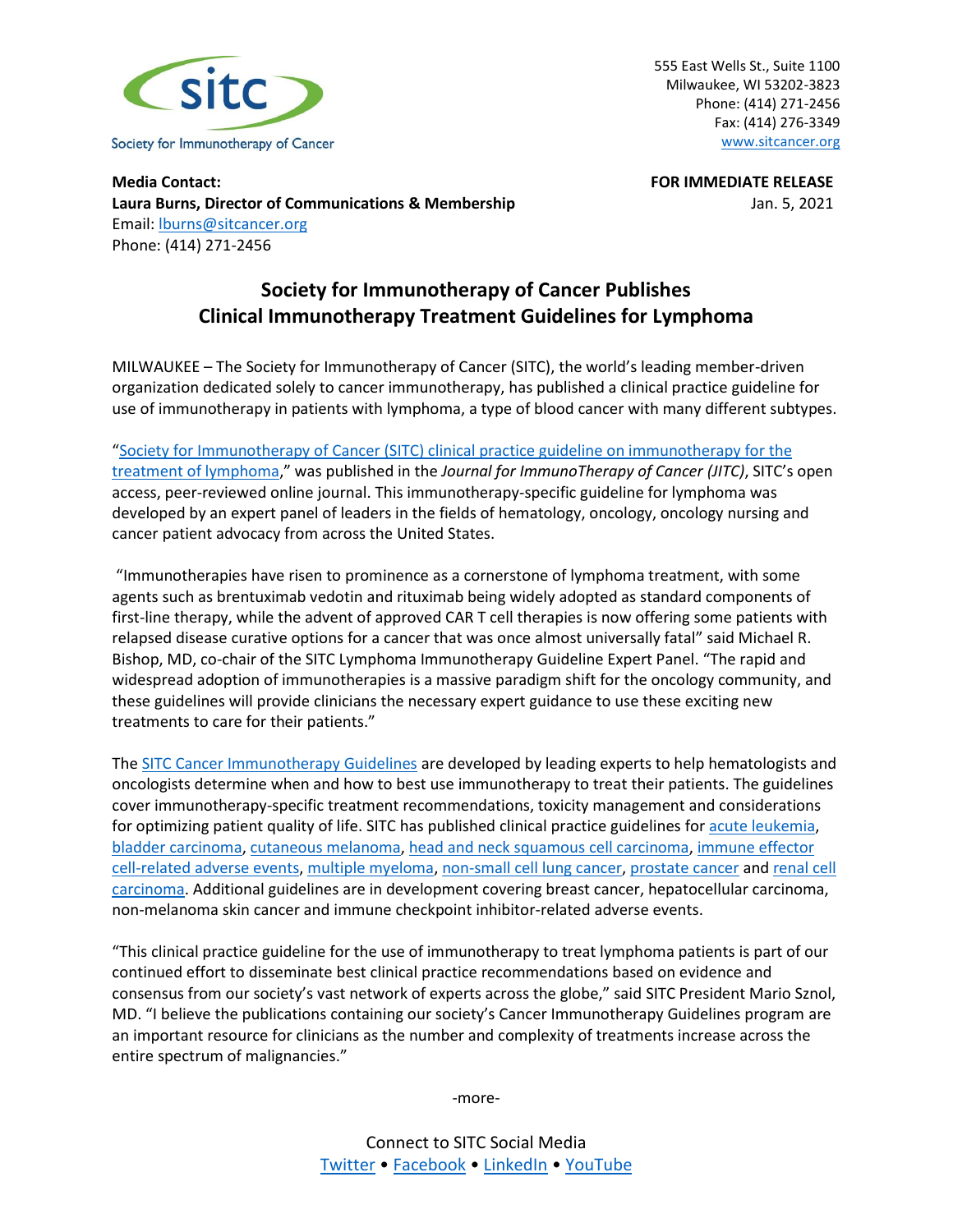Society for Immunotherapy of Cancer

555 East Wells St., Suite 1100
Milwaukee, WI 53202-3823
Phone: (414) 271-2456
Fax: (414) 276-3349
www.sitcancer.org

**Media Contact:**
**Laura Burns, Director of Communications & Membership**
Email: lburns@sitcancer.org
Phone: (414) 271-2456

**FOR IMMEDIATE RELEASE**
Jan. 5, 2021

# Society for Immunotherapy of Cancer Publishes Clinical Immunotherapy Treatment Guidelines for Lymphoma

MILWAUKEE – The Society for Immunotherapy of Cancer (SITC), the world's leading member-driven organization dedicated solely to cancer immunotherapy, has published a clinical practice guideline for use of immunotherapy in patients with lymphoma, a type of blood cancer with many different subtypes.

"Society for Immunotherapy of Cancer (SITC) clinical practice guideline on immunotherapy for the treatment of lymphoma," was published in the *Journal for ImmunoTherapy of Cancer (JITC)*, SITC's open access, peer-reviewed online journal. This immunotherapy-specific guideline for lymphoma was developed by an expert panel of leaders in the fields of hematology, oncology, oncology nursing and cancer patient advocacy from across the United States.

"Immunotherapies have risen to prominence as a cornerstone of lymphoma treatment, with some agents such as brentuximab vedotin and rituximab being widely adopted as standard components of first-line therapy, while the advent of approved CAR T cell therapies is now offering some patients with relapsed disease curative options for a cancer that was once almost universally fatal" said Michael R. Bishop, MD, co-chair of the SITC Lymphoma Immunotherapy Guideline Expert Panel. "The rapid and widespread adoption of immunotherapies is a massive paradigm shift for the oncology community, and these guidelines will provide clinicians the necessary expert guidance to use these exciting new treatments to care for their patients."

The SITC Cancer Immunotherapy Guidelines are developed by leading experts to help hematologists and oncologists determine when and how to best use immunotherapy to treat their patients. The guidelines cover immunotherapy-specific treatment recommendations, toxicity management and considerations for optimizing patient quality of life. SITC has published clinical practice guidelines for acute leukemia, bladder carcinoma, cutaneous melanoma, head and neck squamous cell carcinoma, immune effector cell-related adverse events, multiple myeloma, non-small cell lung cancer, prostate cancer and renal cell carcinoma. Additional guidelines are in development covering breast cancer, hepatocellular carcinoma, non-melanoma skin cancer and immune checkpoint inhibitor-related adverse events.

"This clinical practice guideline for the use of immunotherapy to treat lymphoma patients is part of our continued effort to disseminate best clinical practice recommendations based on evidence and consensus from our society's vast network of experts across the globe," said SITC President Mario Sznol, MD. "I believe the publications containing our society's Cancer Immunotherapy Guidelines program are an important resource for clinicians as the number and complexity of treatments increase across the entire spectrum of malignancies."

-more-

Connect to SITC Social Media
Twitter • Facebook • LinkedIn • YouTube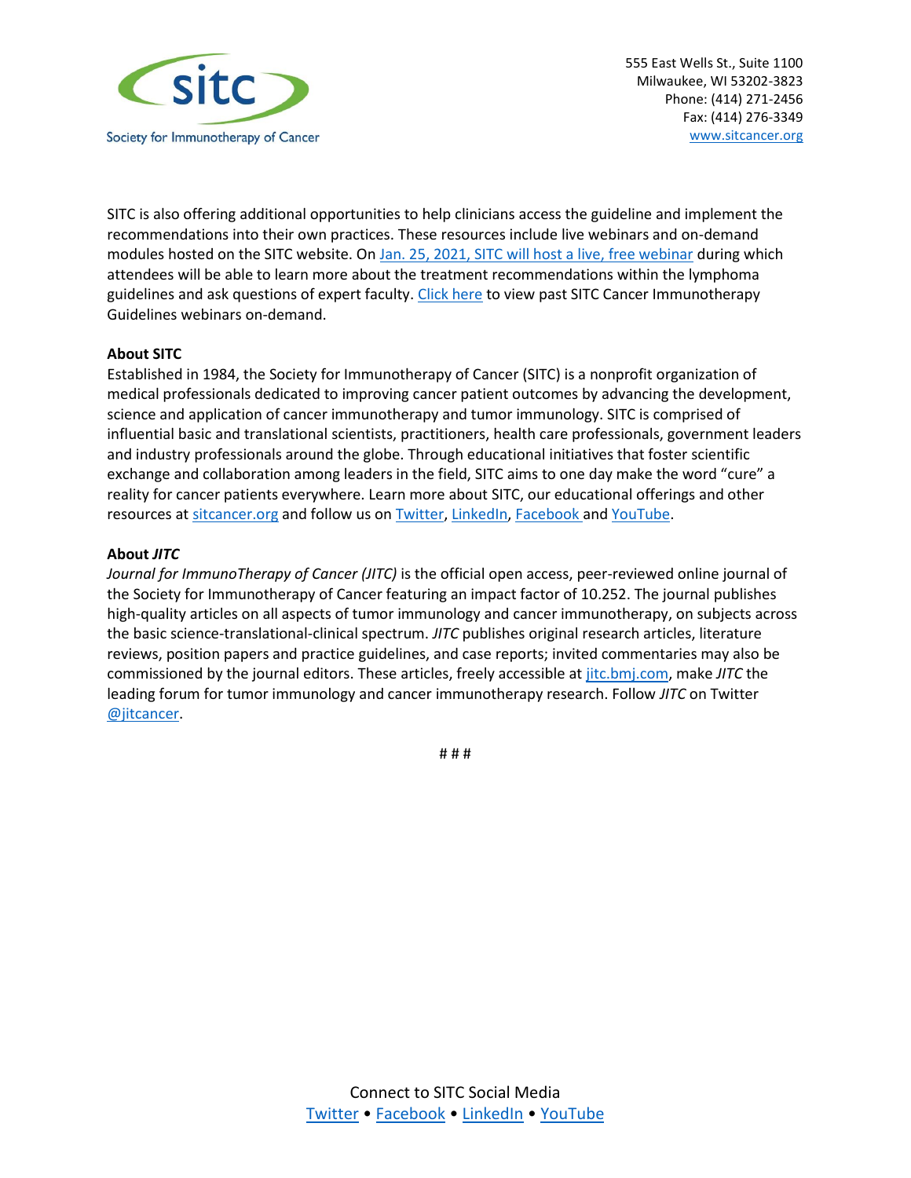SITC is also offering additional opportunities to help clinicians access the guideline and implement the recommendations into their own practices. These resources include live webinars and on-demand modules hosted on the SITC website. On Jan. 25, 2021, SITC will host a live, free webinar during which attendees will be able to learn more about the treatment recommendations within the lymphoma guidelines and ask questions of expert faculty. Click here to view past SITC Cancer Immunotherapy Guidelines webinars on-demand.

**About SITC**

Established in 1984, the Society for Immunotherapy of Cancer (SITC) is a nonprofit organization of medical professionals dedicated to improving cancer patient outcomes by advancing the development, science and application of cancer immunotherapy and tumor immunology. SITC is comprised of influential basic and translational scientists, practitioners, health care professionals, government leaders and industry professionals around the globe. Through educational initiatives that foster scientific exchange and collaboration among leaders in the field, SITC aims to one day make the word "cure" a reality for cancer patients everywhere. Learn more about SITC, our educational offerings and other resources at sitcancer.org and follow us on Twitter, LinkedIn, Facebook and YouTube.

**About *JITC***

*Journal for ImmunoTherapy of Cancer (JITC)* is the official open access, peer-reviewed online journal of the Society for Immunotherapy of Cancer featuring an impact factor of 10.252. The journal publishes high-quality articles on all aspects of tumor immunology and cancer immunotherapy, on subjects across the basic science-translational-clinical spectrum. *JITC* publishes original research articles, literature reviews, position papers and practice guidelines, and case reports; invited commentaries may also be commissioned by the journal editors. These articles, freely accessible at jitc.bmj.com, make *JITC* the leading forum for tumor immunology and cancer immunotherapy research. Follow *JITC* on Twitter @jitcancer.

# # #

Connect to SITC Social Media

Twitter • Facebook • LinkedIn • YouTube